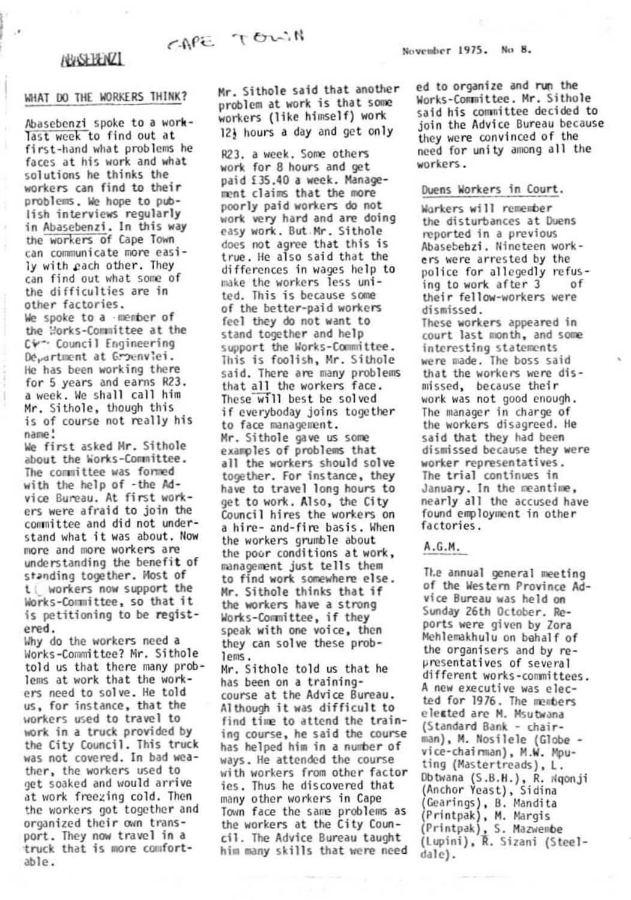CAPE TOWN

ABASEBENZI

November 1975. No 8.

## WHAT DO THE WORKERS THINK?

Abasebenzi spoke to a worker last week to find out at first-hand what problems he faces at his work and what solutions he thinks the workers can find to their problems. We hope to publish interviews regularly in Abasebenzi. In this way the workers of Cape Town can communicate more easily with each other. They can find out what some of the difficulties are in other factories.

We spoke to a member of the Works-Committee at the City Council Engineering Department at Groenvlei. He has been working there for 5 years and earns R23. a week. We shall call him Mr. Sithole, though this is of course not really his name!

We first asked Mr. Sithole about the Works-Committee. The committee was formed with the help of the Advice Bureau. At first workers were afraid to join the committee and did not understand what it was about. Now more and more workers are understanding the benefit of standing together. Most of the workers now support the Works-Committee, so that it is petitioning to be registered.

Why do the workers need a Works-Committee? Mr. Sithole told us that there many problems at work that the workers need to solve. He told us, for instance, that the workers used to travel to work in a truck provided by the City Council. This truck was not covered. In bad weather, the workers used to get soaked and would arrive at work freezing cold. Then the workers got together and organized their own transport. They now travel in a truck that is more comfortable.

Mr. Sithole said that another problem at work is that some workers (like himself) work 12½ hours a day and get only R23. a week. Some others work for 8 hours and get paid £35.40 a week. Management claims that the more poorly paid workers do not work very hard and are doing easy work. But Mr. Sithole does not agree that this is true. He also said that the differences in wages help to make the workers less united. This is because some of the better-paid workers feel they do not want to stand together and help support the Works-Committee. This is foolish, Mr. Sithole said. There are many problems that all the workers face. These will best be solved if everyboday joins together to face management.

Mr. Sithole gave us some examples of problems that all the workers should solve together. For instance, they have to travel long hours to get to work. Also, the City Council hires the workers on a hire- and-fire basis. When the workers grumble about the poor conditions at work, management just tells them to find work somewhere else. Mr. Sithole thinks that if the workers have a strong Works-Committee, if they speak with one voice, then they can solve these problems.

Mr. Sithole told us that he has been on a training-course at the Advice Bureau. Although it was difficult to find time to attend the training course, he said the course has helped him in a number of ways. He attended the course with workers from other factories. Thus he discovered that many other workers in Cape Town face the same problems as the workers at the City Council. The Advice Bureau taught him many skills that were needed to organize and run the Works-Committee. Mr. Sithole said his committee decided to join the Advice Bureau because they were convinced of the need for unity among all the workers.

## Duens Workers in Court.

Workers will remember the disturbances at Duens reported in a previous Abasebenzi. Nineteen workers were arrested by the police for allegedly refusing to work after 3 of their fellow-workers were dismissed.

These workers appeared in court last month, and some interesting statements were made. The boss said that the workers were dismissed, because their work was not good enough. The manager in charge of the workers disagreed. He said that they had been dismissed because they were worker representatives. The trial continues in January. In the meantime, nearly all the accused have found employment in other factories.

## A.G.M.

The annual general meeting of the Western Province Advice Bureau was held on Sunday 26th October. Reports were given by Zora Mehlemakhulu on behalf of the organisers and by representatives of several different works-committees. A new executive was elected for 1976. The members elected are M. Msutwana (Standard Bank - chairman), M. Nosilele (Globe - vice-chairman), M.W. Mputing (Mastertreads), L. Dbtwana (S.B.H.), R. Nqonji (Anchor Yeast), Sidina (Gearings), B. Mandita (Printpak), M. Margis (Printpak), S. Mazwembe (Lupini), R. Sizani (Steeldale).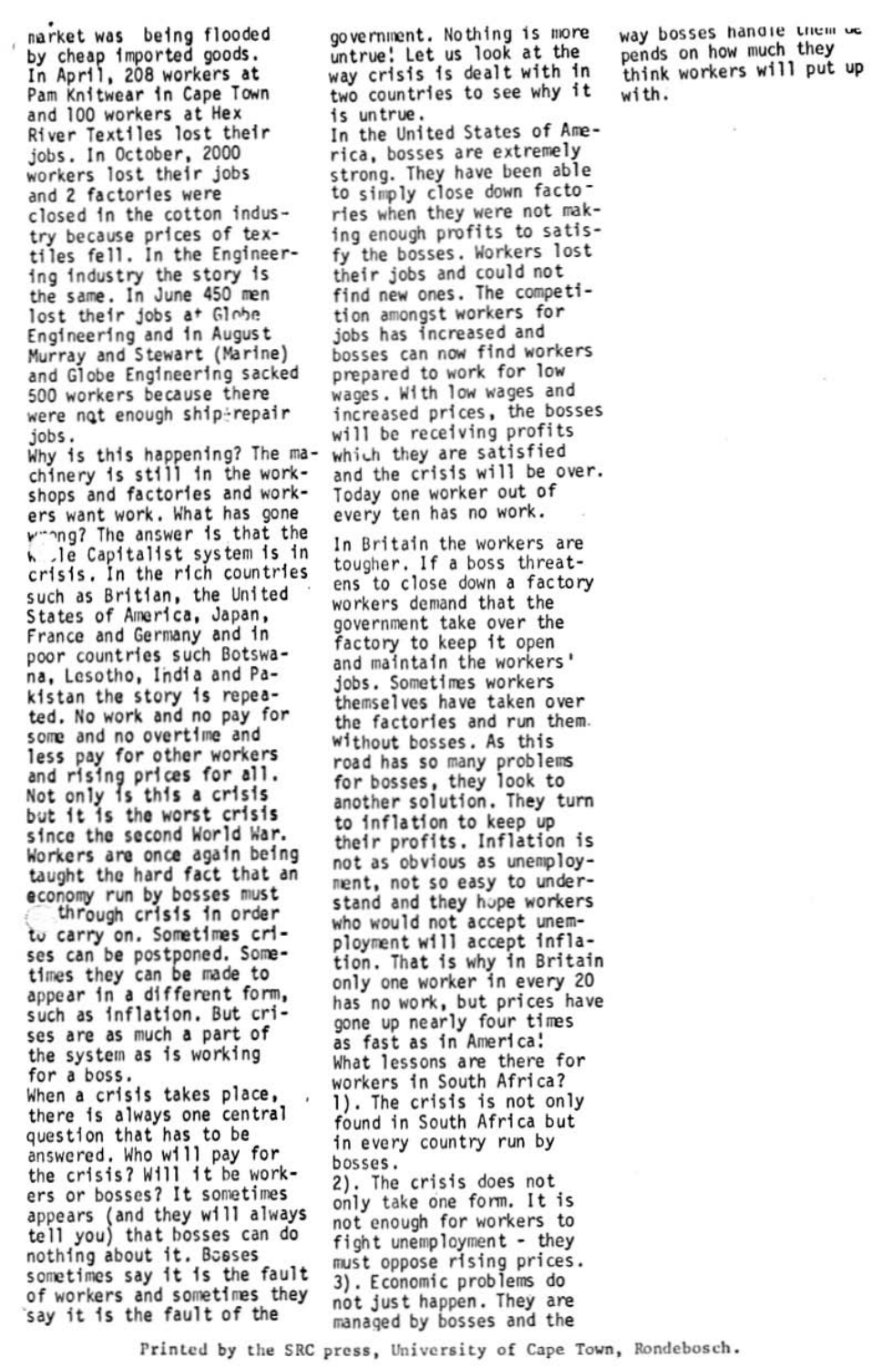market was being flooded by cheap imported goods. In April, 208 workers at Pam Knitwear in Cape Town and 100 workers at Hex River Textiles lost their jobs. In October, 2000 workers lost their jobs and 2 factories were closed in the cotton industry because prices of textiles fell. In the Engineering industry the story is the same. In June 450 men lost their jobs at Globe Engineering and in August Murray and Stewart (Marine) and Globe Engineering sacked 500 workers because there were not enough ship-repair jobs.

Why is this happening? The machinery is still in the workshops and factories and workers want work. What has gone wrong? The answer is that the whole Capitalist system is in crisis. In the rich countries such as Britian, the United States of America, Japan, France and Germany and in poor countries such Botswana, Lesotho, India and Pakistan the story is repeated. No work and no pay for some and no overtime and less pay for other workers and rising prices for all. Not only is this a crisis but it is the worst crisis since the second World War. Workers are once again being taught the hard fact that an economy run by bosses must go through crisis in order to carry on. Sometimes crises can be postponed. Sometimes they can be made to appear in a different form, such as inflation. But crises are as much a part of the system as is working for a boss.

When a crisis takes place, there is always one central question that has to be answered. Who will pay for the crisis? Will it be workers or bosses? It sometimes appears (and they will always tell you) that bosses can do nothing about it. Bosses sometimes say it is the fault of workers and sometimes they say it is the fault of the government. Nothing is more untrue! Let us look at the way crisis is dealt with in two countries to see why it is untrue.

In the United States of America, bosses are extremely strong. They have been able to simply close down factories when they were not making enough profits to satisfy the bosses. Workers lost their jobs and could not find new ones. The competition amongst workers for jobs has increased and bosses can now find workers prepared to work for low wages. With low wages and increased prices, the bosses will be receiving profits which they are satisfied and the crisis will be over. Today one worker out of every ten has no work.

In Britain the workers are tougher. If a boss threatens to close down a factory workers demand that the government take over the factory to keep it open and maintain the workers' jobs. Sometimes workers themselves have taken over the factories and run them without bosses. As this road has so many problems for bosses, they look to another solution. They turn to inflation to keep up their profits. Inflation is not as obvious as unemployment, not so easy to understand and they hope workers who would not accept unemployment will accept inflation. That is why in Britain only one worker in every 20 has no work, but prices have gone up nearly four times as fast as in America!

What lessons are there for workers in South Africa?

1). The crisis is not only found in South Africa but in every country run by bosses.

2). The crisis does not only take one form. It is not enough for workers to fight unemployment - they must oppose rising prices.

3). Economic problems do not just happen. They are managed by bosses and the way bosses handle them depends on how much they think workers will put up with.

Printed by the SRC press, University of Cape Town, Rondebosch.